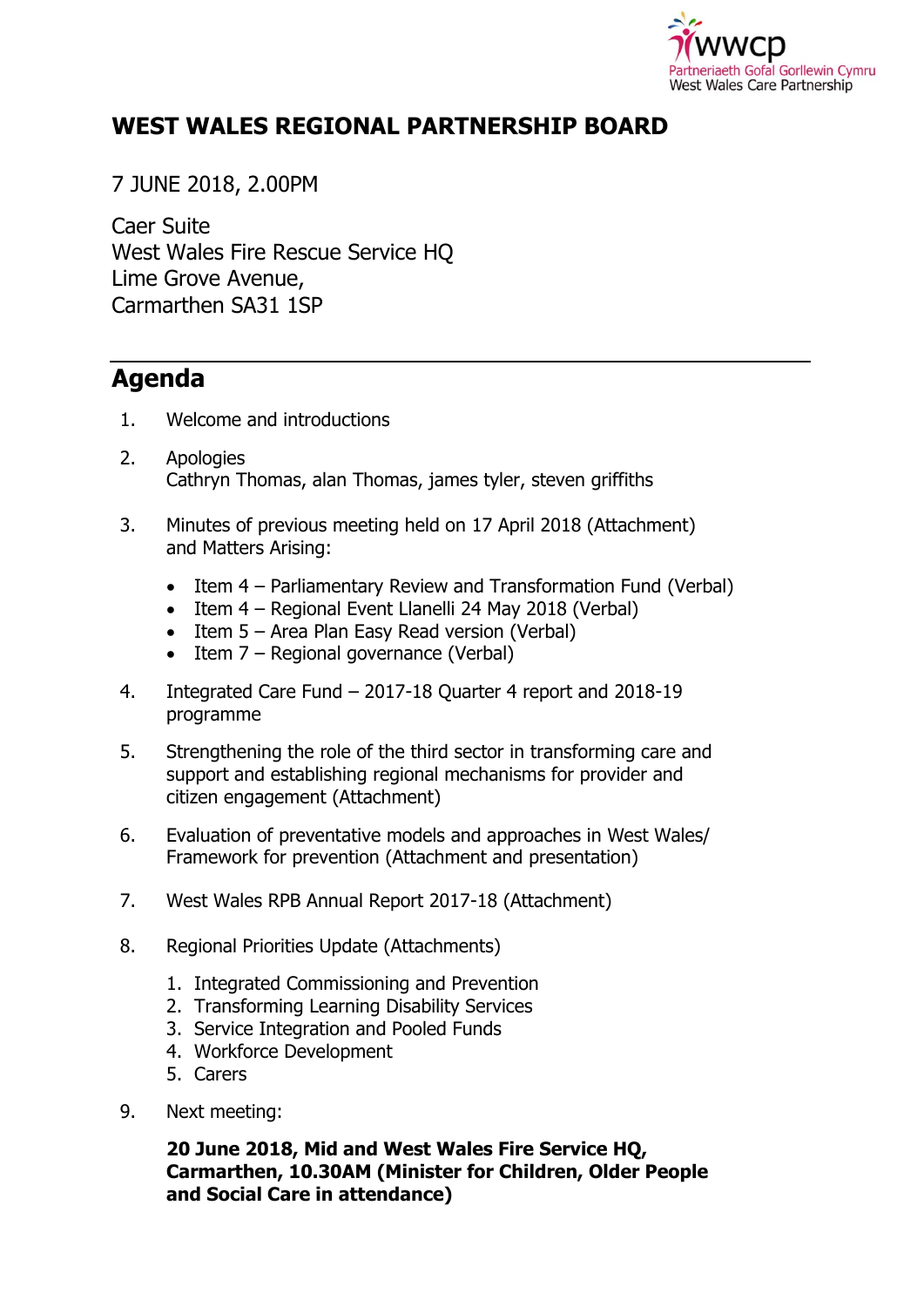wwcp
Partneriaeth Gofal Gorllewin Cymru
West Wales Care Partnership

# WEST WALES REGIONAL PARTNERSHIP BOARD

7 JUNE 2018, 2.00PM

Caer Suite
West Wales Fire Rescue Service HQ
Lime Grove Avenue,
Carmarthen SA31 1SP

---

## Agenda

1. Welcome and introductions

2. Apologies
   Cathryn Thomas, alan Thomas, james tyler, steven griffiths

3. Minutes of previous meeting held on 17 April 2018 (Attachment) and Matters Arising:

   - Item 4 – Parliamentary Review and Transformation Fund (Verbal)
   - Item 4 – Regional Event Llanelli 24 May 2018 (Verbal)
   - Item 5 – Area Plan Easy Read version (Verbal)
   - Item 7 – Regional governance (Verbal)

4. Integrated Care Fund – 2017-18 Quarter 4 report and 2018-19 programme

5. Strengthening the role of the third sector in transforming care and support and establishing regional mechanisms for provider and citizen engagement (Attachment)

6. Evaluation of preventative models and approaches in West Wales/ Framework for prevention (Attachment and presentation)

7. West Wales RPB Annual Report 2017-18 (Attachment)

8. Regional Priorities Update (Attachments)

   1. Integrated Commissioning and Prevention
   2. Transforming Learning Disability Services
   3. Service Integration and Pooled Funds
   4. Workforce Development
   5. Carers

9. Next meeting:

   **20 June 2018, Mid and West Wales Fire Service HQ, Carmarthen, 10.30AM (Minister for Children, Older People and Social Care in attendance)**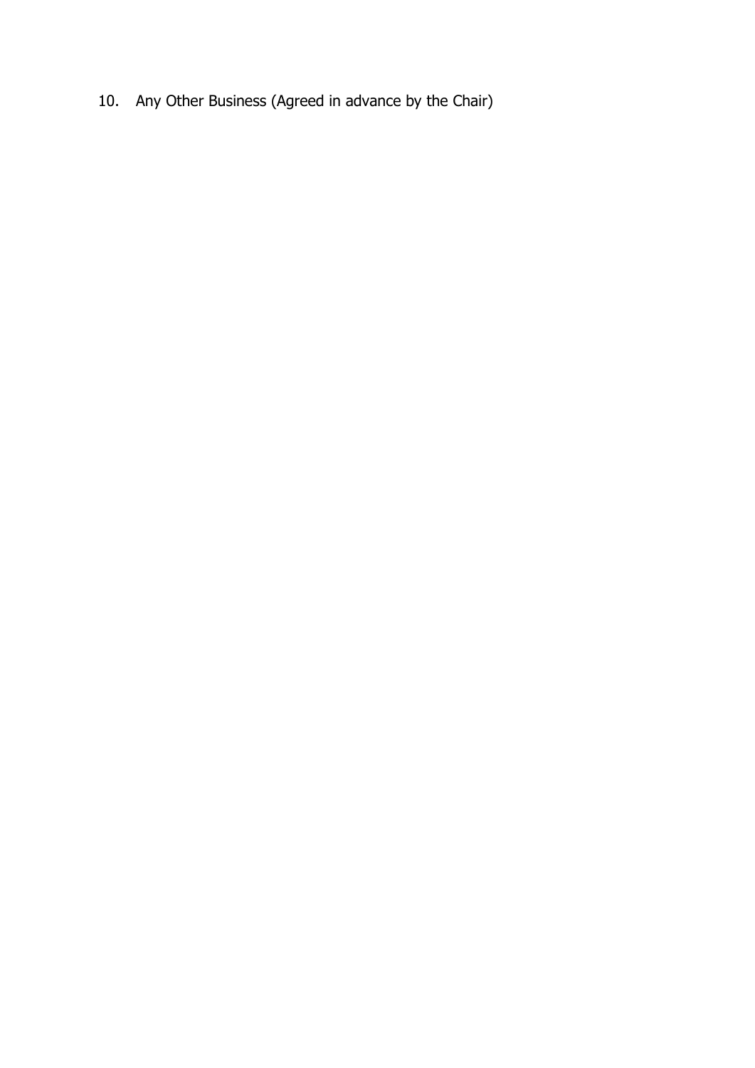10. Any Other Business (Agreed in advance by the Chair)